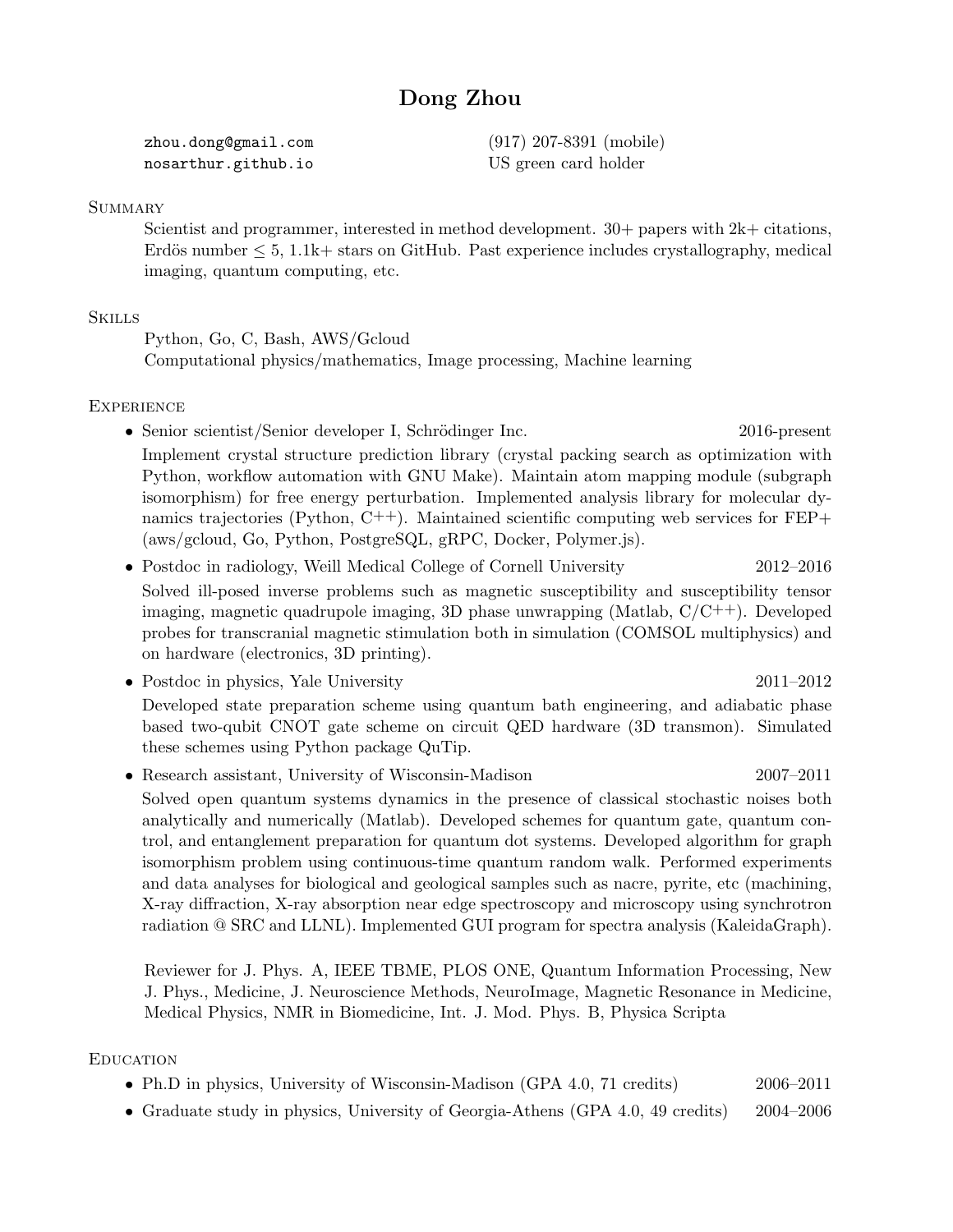# Dong Zhou

zhou.dong@gmail.com
nosarthur.github.io
(917) 207-8391 (mobile)
US green card holder

## Summary

Scientist and programmer, interested in method development. 30+ papers with 2k+ citations, Erdös number $\leq 5$, 1.1k+ stars on GitHub. Past experience includes crystallography, medical imaging, quantum computing, etc.

## Skills

Python, Go, C, Bash, AWS/Gcloud
Computational physics/mathematics, Image processing, Machine learning

## Experience

- Senior scientist/Senior developer I, Schrödinger Inc. — 2016-present

  Implement crystal structure prediction library (crystal packing search as optimization with Python, workflow automation with GNU Make). Maintain atom mapping module (subgraph isomorphism) for free energy perturbation. Implemented analysis library for molecular dynamics trajectories (Python, C++). Maintained scientific computing web services for FEP+ (aws/gcloud, Go, Python, PostgreSQL, gRPC, Docker, Polymer.js).

- Postdoc in radiology, Weill Medical College of Cornell University — 2012–2016

  Solved ill-posed inverse problems such as magnetic susceptibility and susceptibility tensor imaging, magnetic quadrupole imaging, 3D phase unwrapping (Matlab, C/C++). Developed probes for transcranial magnetic stimulation both in simulation (COMSOL multiphysics) and on hardware (electronics, 3D printing).

- Postdoc in physics, Yale University — 2011–2012

  Developed state preparation scheme using quantum bath engineering, and adiabatic phase based two-qubit CNOT gate scheme on circuit QED hardware (3D transmon). Simulated these schemes using Python package QuTip.

- Research assistant, University of Wisconsin-Madison — 2007–2011

  Solved open quantum systems dynamics in the presence of classical stochastic noises both analytically and numerically (Matlab). Developed schemes for quantum gate, quantum control, and entanglement preparation for quantum dot systems. Developed algorithm for graph isomorphism problem using continuous-time quantum random walk. Performed experiments and data analyses for biological and geological samples such as nacre, pyrite, etc (machining, X-ray diffraction, X-ray absorption near edge spectroscopy and microscopy using synchrotron radiation @ SRC and LLNL). Implemented GUI program for spectra analysis (KaleidaGraph).

Reviewer for J. Phys. A, IEEE TBME, PLOS ONE, Quantum Information Processing, New J. Phys., Medicine, J. Neuroscience Methods, NeuroImage, Magnetic Resonance in Medicine, Medical Physics, NMR in Biomedicine, Int. J. Mod. Phys. B, Physica Scripta

## Education

- Ph.D in physics, University of Wisconsin-Madison (GPA 4.0, 71 credits) — 2006–2011
- Graduate study in physics, University of Georgia-Athens (GPA 4.0, 49 credits) — 2004–2006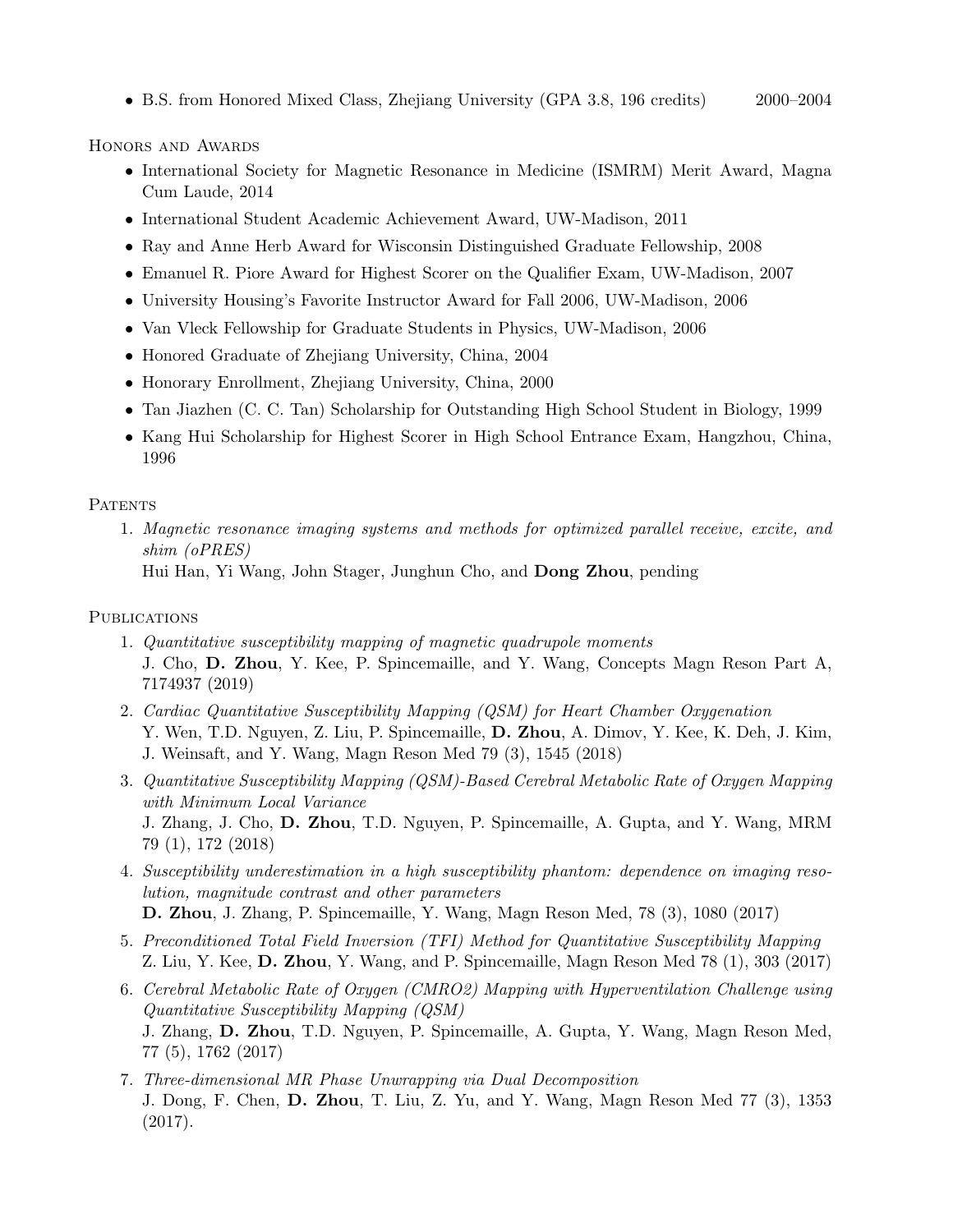- B.S. from Honored Mixed Class, Zhejiang University (GPA 3.8, 196 credits) 2000–2004

## Honors and Awards

- International Society for Magnetic Resonance in Medicine (ISMRM) Merit Award, Magna Cum Laude, 2014
- International Student Academic Achievement Award, UW-Madison, 2011
- Ray and Anne Herb Award for Wisconsin Distinguished Graduate Fellowship, 2008
- Emanuel R. Piore Award for Highest Scorer on the Qualifier Exam, UW-Madison, 2007
- University Housing's Favorite Instructor Award for Fall 2006, UW-Madison, 2006
- Van Vleck Fellowship for Graduate Students in Physics, UW-Madison, 2006
- Honored Graduate of Zhejiang University, China, 2004
- Honorary Enrollment, Zhejiang University, China, 2000
- Tan Jiazhen (C. C. Tan) Scholarship for Outstanding High School Student in Biology, 1999
- Kang Hui Scholarship for Highest Scorer in High School Entrance Exam, Hangzhou, China, 1996

## Patents

1. *Magnetic resonance imaging systems and methods for optimized parallel receive, excite, and shim (oPRES)*
   Hui Han, Yi Wang, John Stager, Junghun Cho, and **Dong Zhou**, pending

## Publications

1. *Quantitative susceptibility mapping of magnetic quadrupole moments*
   J. Cho, **D. Zhou**, Y. Kee, P. Spincemaille, and Y. Wang, Concepts Magn Reson Part A, 7174937 (2019)
2. *Cardiac Quantitative Susceptibility Mapping (QSM) for Heart Chamber Oxygenation*
   Y. Wen, T.D. Nguyen, Z. Liu, P. Spincemaille, **D. Zhou**, A. Dimov, Y. Kee, K. Deh, J. Kim, J. Weinsaft, and Y. Wang, Magn Reson Med 79 (3), 1545 (2018)
3. *Quantitative Susceptibility Mapping (QSM)-Based Cerebral Metabolic Rate of Oxygen Mapping with Minimum Local Variance*
   J. Zhang, J. Cho, **D. Zhou**, T.D. Nguyen, P. Spincemaille, A. Gupta, and Y. Wang, MRM 79 (1), 172 (2018)
4. *Susceptibility underestimation in a high susceptibility phantom: dependence on imaging resolution, magnitude contrast and other parameters*
   **D. Zhou**, J. Zhang, P. Spincemaille, Y. Wang, Magn Reson Med, 78 (3), 1080 (2017)
5. *Preconditioned Total Field Inversion (TFI) Method for Quantitative Susceptibility Mapping*
   Z. Liu, Y. Kee, **D. Zhou**, Y. Wang, and P. Spincemaille, Magn Reson Med 78 (1), 303 (2017)
6. *Cerebral Metabolic Rate of Oxygen (CMRO2) Mapping with Hyperventilation Challenge using Quantitative Susceptibility Mapping (QSM)*
   J. Zhang, **D. Zhou**, T.D. Nguyen, P. Spincemaille, A. Gupta, Y. Wang, Magn Reson Med, 77 (5), 1762 (2017)
7. *Three-dimensional MR Phase Unwrapping via Dual Decomposition*
   J. Dong, F. Chen, **D. Zhou**, T. Liu, Z. Yu, and Y. Wang, Magn Reson Med 77 (3), 1353 (2017).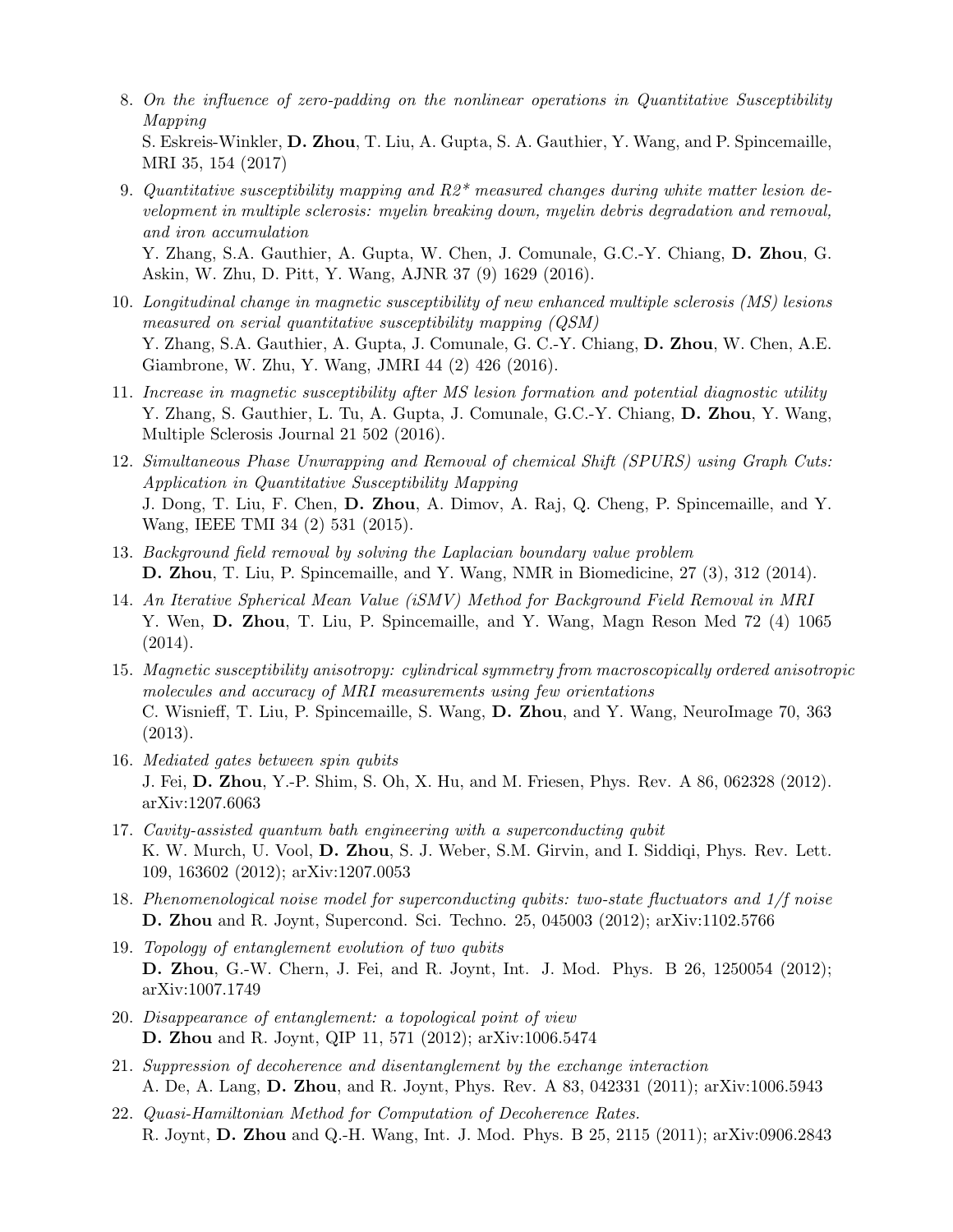8. *On the influence of zero-padding on the nonlinear operations in Quantitative Susceptibility Mapping*
   S. Eskreis-Winkler, **D. Zhou**, T. Liu, A. Gupta, S. A. Gauthier, Y. Wang, and P. Spincemaille, MRI 35, 154 (2017)

9. *Quantitative susceptibility mapping and R2\* measured changes during white matter lesion development in multiple sclerosis: myelin breaking down, myelin debris degradation and removal, and iron accumulation*
   Y. Zhang, S.A. Gauthier, A. Gupta, W. Chen, J. Comunale, G.C.-Y. Chiang, **D. Zhou**, G. Askin, W. Zhu, D. Pitt, Y. Wang, AJNR 37 (9) 1629 (2016).

10. *Longitudinal change in magnetic susceptibility of new enhanced multiple sclerosis (MS) lesions measured on serial quantitative susceptibility mapping (QSM)*
    Y. Zhang, S.A. Gauthier, A. Gupta, J. Comunale, G. C.-Y. Chiang, **D. Zhou**, W. Chen, A.E. Giambrone, W. Zhu, Y. Wang, JMRI 44 (2) 426 (2016).

11. *Increase in magnetic susceptibility after MS lesion formation and potential diagnostic utility*
    Y. Zhang, S. Gauthier, L. Tu, A. Gupta, J. Comunale, G.C.-Y. Chiang, **D. Zhou**, Y. Wang, Multiple Sclerosis Journal 21 502 (2016).

12. *Simultaneous Phase Unwrapping and Removal of chemical Shift (SPURS) using Graph Cuts: Application in Quantitative Susceptibility Mapping*
    J. Dong, T. Liu, F. Chen, **D. Zhou**, A. Dimov, A. Raj, Q. Cheng, P. Spincemaille, and Y. Wang, IEEE TMI 34 (2) 531 (2015).

13. *Background field removal by solving the Laplacian boundary value problem*
    **D. Zhou**, T. Liu, P. Spincemaille, and Y. Wang, NMR in Biomedicine, 27 (3), 312 (2014).

14. *An Iterative Spherical Mean Value (iSMV) Method for Background Field Removal in MRI*
    Y. Wen, **D. Zhou**, T. Liu, P. Spincemaille, and Y. Wang, Magn Reson Med 72 (4) 1065 (2014).

15. *Magnetic susceptibility anisotropy: cylindrical symmetry from macroscopically ordered anisotropic molecules and accuracy of MRI measurements using few orientations*
    C. Wisnieff, T. Liu, P. Spincemaille, S. Wang, **D. Zhou**, and Y. Wang, NeuroImage 70, 363 (2013).

16. *Mediated gates between spin qubits*
    J. Fei, **D. Zhou**, Y.-P. Shim, S. Oh, X. Hu, and M. Friesen, Phys. Rev. A 86, 062328 (2012). arXiv:1207.6063

17. *Cavity-assisted quantum bath engineering with a superconducting qubit*
    K. W. Murch, U. Vool, **D. Zhou**, S. J. Weber, S.M. Girvin, and I. Siddiqi, Phys. Rev. Lett. 109, 163602 (2012); arXiv:1207.0053

18. *Phenomenological noise model for superconducting qubits: two-state fluctuators and 1/f noise*
    **D. Zhou** and R. Joynt, Supercond. Sci. Techno. 25, 045003 (2012); arXiv:1102.5766

19. *Topology of entanglement evolution of two qubits*
    **D. Zhou**, G.-W. Chern, J. Fei, and R. Joynt, Int. J. Mod. Phys. B 26, 1250054 (2012); arXiv:1007.1749

20. *Disappearance of entanglement: a topological point of view*
    **D. Zhou** and R. Joynt, QIP 11, 571 (2012); arXiv:1006.5474

21. *Suppression of decoherence and disentanglement by the exchange interaction*
    A. De, A. Lang, **D. Zhou**, and R. Joynt, Phys. Rev. A 83, 042331 (2011); arXiv:1006.5943

22. *Quasi-Hamiltonian Method for Computation of Decoherence Rates.*
    R. Joynt, **D. Zhou** and Q.-H. Wang, Int. J. Mod. Phys. B 25, 2115 (2011); arXiv:0906.2843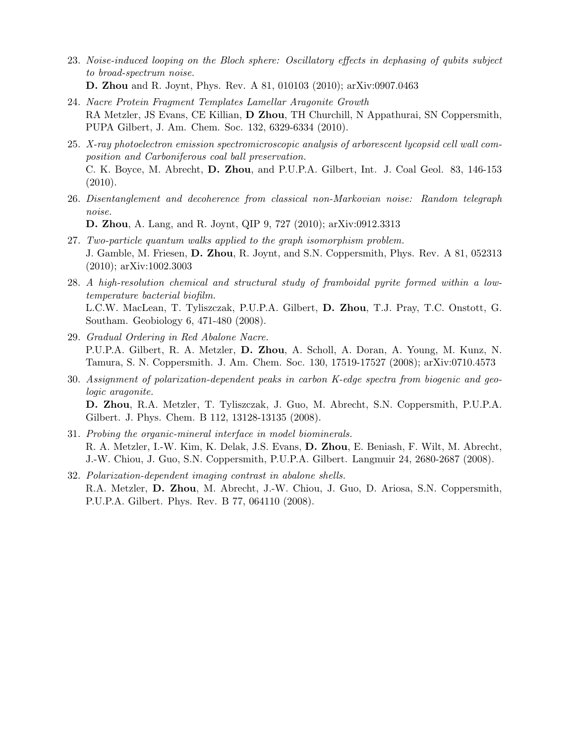23. *Noise-induced looping on the Bloch sphere: Oscillatory effects in dephasing of qubits subject to broad-spectrum noise.*
    **D. Zhou** and R. Joynt, Phys. Rev. A 81, 010103 (2010); arXiv:0907.0463

24. *Nacre Protein Fragment Templates Lamellar Aragonite Growth*
    RA Metzler, JS Evans, CE Killian, **D Zhou**, TH Churchill, N Appathurai, SN Coppersmith, PUPA Gilbert, J. Am. Chem. Soc. 132, 6329-6334 (2010).

25. *X-ray photoelectron emission spectromicroscopic analysis of arborescent lycopsid cell wall composition and Carboniferous coal ball preservation.*
    C. K. Boyce, M. Abrecht, **D. Zhou**, and P.U.P.A. Gilbert, Int. J. Coal Geol. 83, 146-153 (2010).

26. *Disentanglement and decoherence from classical non-Markovian noise: Random telegraph noise.*
    **D. Zhou**, A. Lang, and R. Joynt, QIP 9, 727 (2010); arXiv:0912.3313

27. *Two-particle quantum walks applied to the graph isomorphism problem.*
    J. Gamble, M. Friesen, **D. Zhou**, R. Joynt, and S.N. Coppersmith, Phys. Rev. A 81, 052313 (2010); arXiv:1002.3003

28. *A high-resolution chemical and structural study of framboidal pyrite formed within a low-temperature bacterial biofilm.*
    L.C.W. MacLean, T. Tyliszczak, P.U.P.A. Gilbert, **D. Zhou**, T.J. Pray, T.C. Onstott, G. Southam. Geobiology 6, 471-480 (2008).

29. *Gradual Ordering in Red Abalone Nacre.*
    P.U.P.A. Gilbert, R. A. Metzler, **D. Zhou**, A. Scholl, A. Doran, A. Young, M. Kunz, N. Tamura, S. N. Coppersmith. J. Am. Chem. Soc. 130, 17519-17527 (2008); arXiv:0710.4573

30. *Assignment of polarization-dependent peaks in carbon K-edge spectra from biogenic and geologic aragonite.*
    **D. Zhou**, R.A. Metzler, T. Tyliszczak, J. Guo, M. Abrecht, S.N. Coppersmith, P.U.P.A. Gilbert. J. Phys. Chem. B 112, 13128-13135 (2008).

31. *Probing the organic-mineral interface in model biominerals.*
    R. A. Metzler, I.-W. Kim, K. Delak, J.S. Evans, **D. Zhou**, E. Beniash, F. Wilt, M. Abrecht, J.-W. Chiou, J. Guo, S.N. Coppersmith, P.U.P.A. Gilbert. Langmuir 24, 2680-2687 (2008).

32. *Polarization-dependent imaging contrast in abalone shells.*
    R.A. Metzler, **D. Zhou**, M. Abrecht, J.-W. Chiou, J. Guo, D. Ariosa, S.N. Coppersmith, P.U.P.A. Gilbert. Phys. Rev. B 77, 064110 (2008).